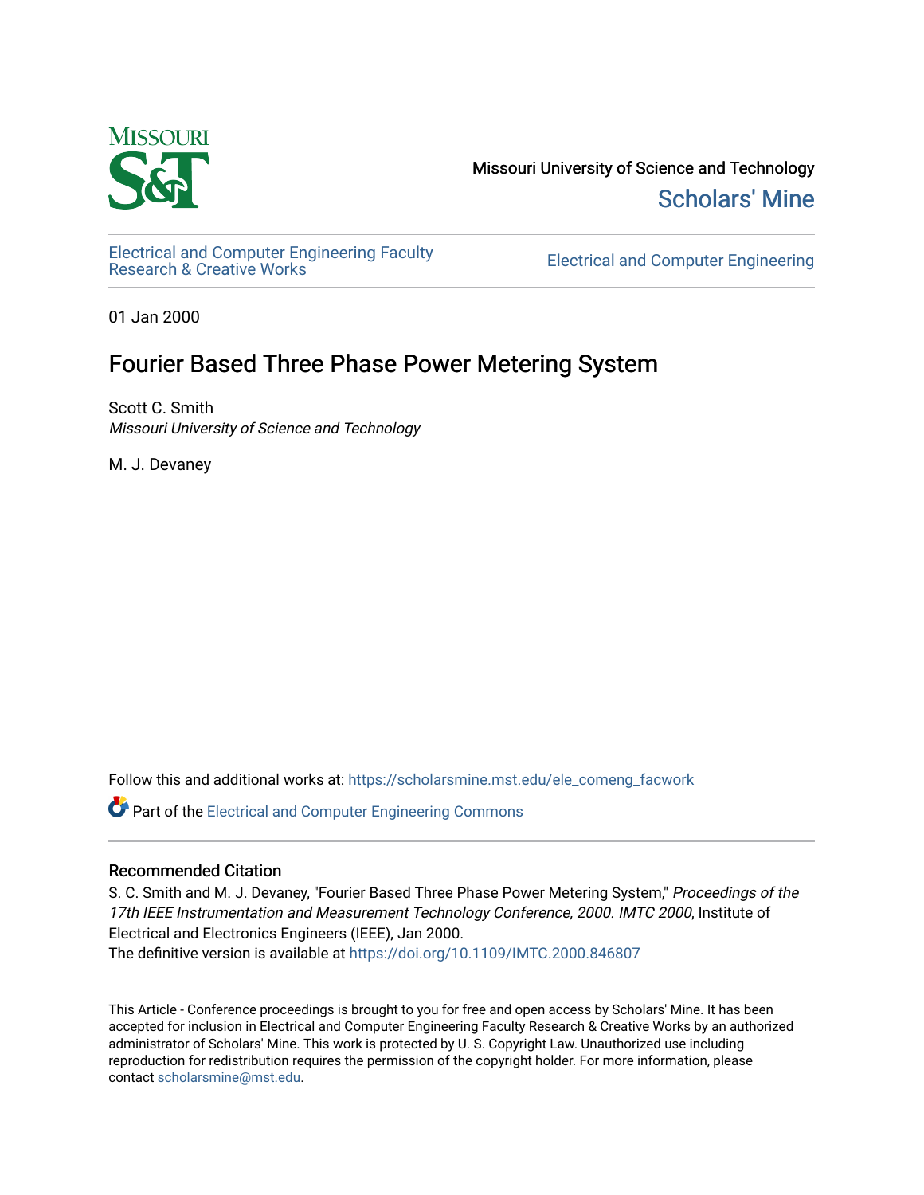Missouri University of Science and Technology

Scholars' Mine

Electrical and Computer Engineering Faculty Research & Creative Works

Electrical and Computer Engineering

01 Jan 2000

# Fourier Based Three Phase Power Metering System

Scott C. Smith
*Missouri University of Science and Technology*

M. J. Devaney

Follow this and additional works at: https://scholarsmine.mst.edu/ele_comeng_facwork

Part of the Electrical and Computer Engineering Commons

## Recommended Citation

S. C. Smith and M. J. Devaney, "Fourier Based Three Phase Power Metering System," *Proceedings of the 17th IEEE Instrumentation and Measurement Technology Conference, 2000. IMTC 2000*, Institute of Electrical and Electronics Engineers (IEEE), Jan 2000.
The definitive version is available at https://doi.org/10.1109/IMTC.2000.846807

This Article - Conference proceedings is brought to you for free and open access by Scholars' Mine. It has been accepted for inclusion in Electrical and Computer Engineering Faculty Research & Creative Works by an authorized administrator of Scholars' Mine. This work is protected by U. S. Copyright Law. Unauthorized use including reproduction for redistribution requires the permission of the copyright holder. For more information, please contact scholarsmine@mst.edu.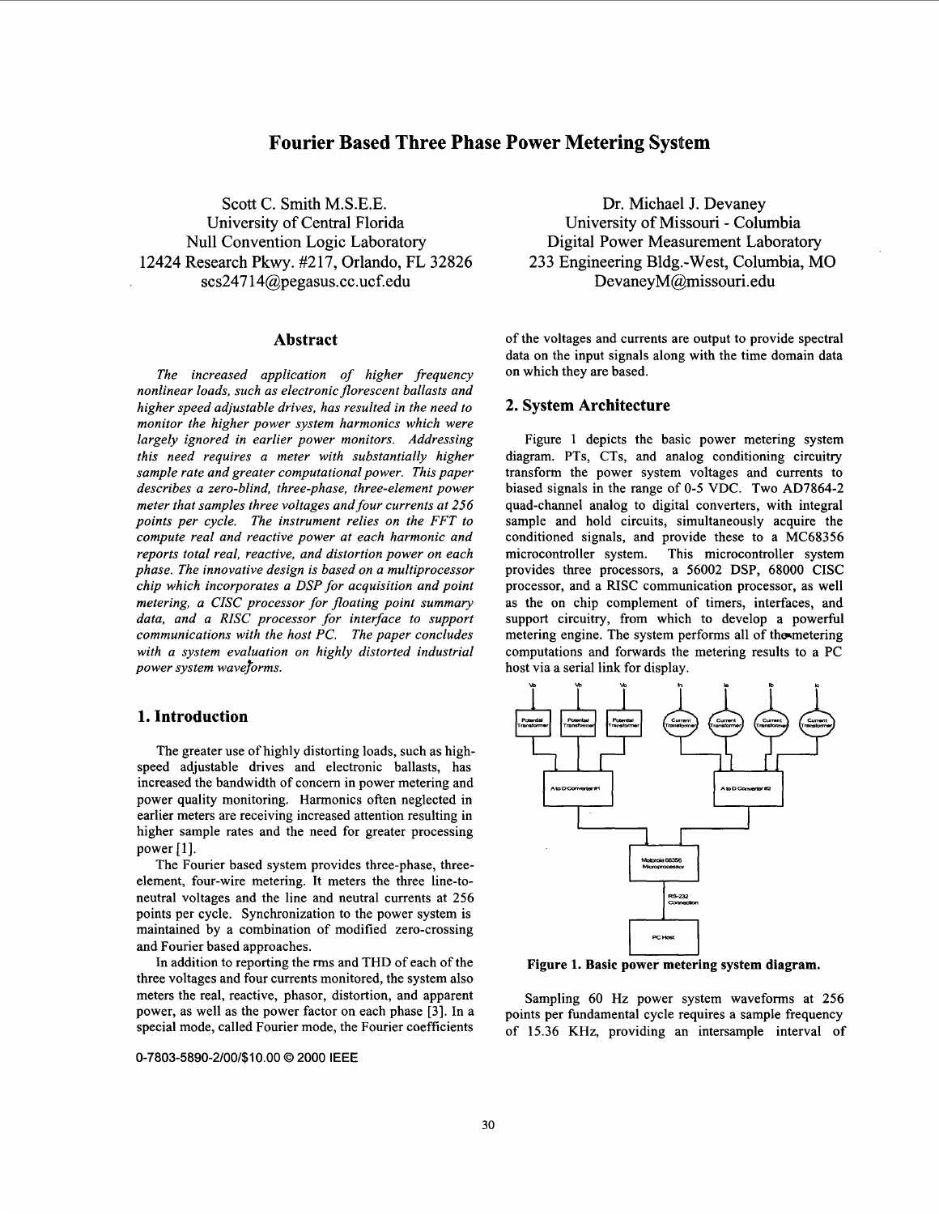# Fourier Based Three Phase Power Metering System

Scott C. Smith M.S.E.E.
University of Central Florida
Null Convention Logic Laboratory
12424 Research Pkwy. #217, Orlando, FL 32826
scs24714@pegasus.cc.ucf.edu

Dr. Michael J. Devaney
University of Missouri - Columbia
Digital Power Measurement Laboratory
233 Engineering Bldg.-West, Columbia, MO
DevaneyM@missouri.edu

## Abstract

*The increased application of higher frequency nonlinear loads, such as electronic florescent ballasts and higher speed adjustable drives, has resulted in the need to monitor the higher power system harmonics which were largely ignored in earlier power monitors. Addressing this need requires a meter with substantially higher sample rate and greater computational power. This paper describes a zero-blind, three-phase, three-element power meter that samples three voltages and four currents at 256 points per cycle. The instrument relies on the FFT to compute real and reactive power at each harmonic and reports total real, reactive, and distortion power on each phase. The innovative design is based on a multiprocessor chip which incorporates a DSP for acquisition and point metering, a CISC processor for floating point summary data, and a RISC processor for interface to support communications with the host PC. The paper concludes with a system evaluation on highly distorted industrial power system waveforms.*

## 1. Introduction

The greater use of highly distorting loads, such as high-speed adjustable drives and electronic ballasts, has increased the bandwidth of concern in power metering and power quality monitoring. Harmonics often neglected in earlier meters are receiving increased attention resulting in higher sample rates and the need for greater processing power [1].

The Fourier based system provides three-phase, three-element, four-wire metering. It meters the three line-to-neutral voltages and the line and neutral currents at 256 points per cycle. Synchronization to the power system is maintained by a combination of modified zero-crossing and Fourier based approaches.

In addition to reporting the rms and THD of each of the three voltages and four currents monitored, the system also meters the real, reactive, phasor, distortion, and apparent power, as well as the power factor on each phase [3]. In a special mode, called Fourier mode, the Fourier coefficients of the voltages and currents are output to provide spectral data on the input signals along with the time domain data on which they are based.

## 2. System Architecture

Figure 1 depicts the basic power metering system diagram. PTs, CTs, and analog conditioning circuitry transform the power system voltages and currents to biased signals in the range of 0-5 VDC. Two AD7864-2 quad-channel analog to digital converters, with integral sample and hold circuits, simultaneously acquire the conditioned signals, and provide these to a MC68356 microcontroller system. This microcontroller system provides three processors, a 56002 DSP, 68000 CISC processor, and a RISC communication processor, as well as the on chip complement of timers, interfaces, and support circuitry, from which to develop a powerful metering engine. The system performs all of the metering computations and forwards the metering results to a PC host via a serial link for display.

**Figure 1. Basic power metering system diagram.**

Sampling 60 Hz power system waveforms at 256 points per fundamental cycle requires a sample frequency of 15.36 KHz, providing an intersample interval of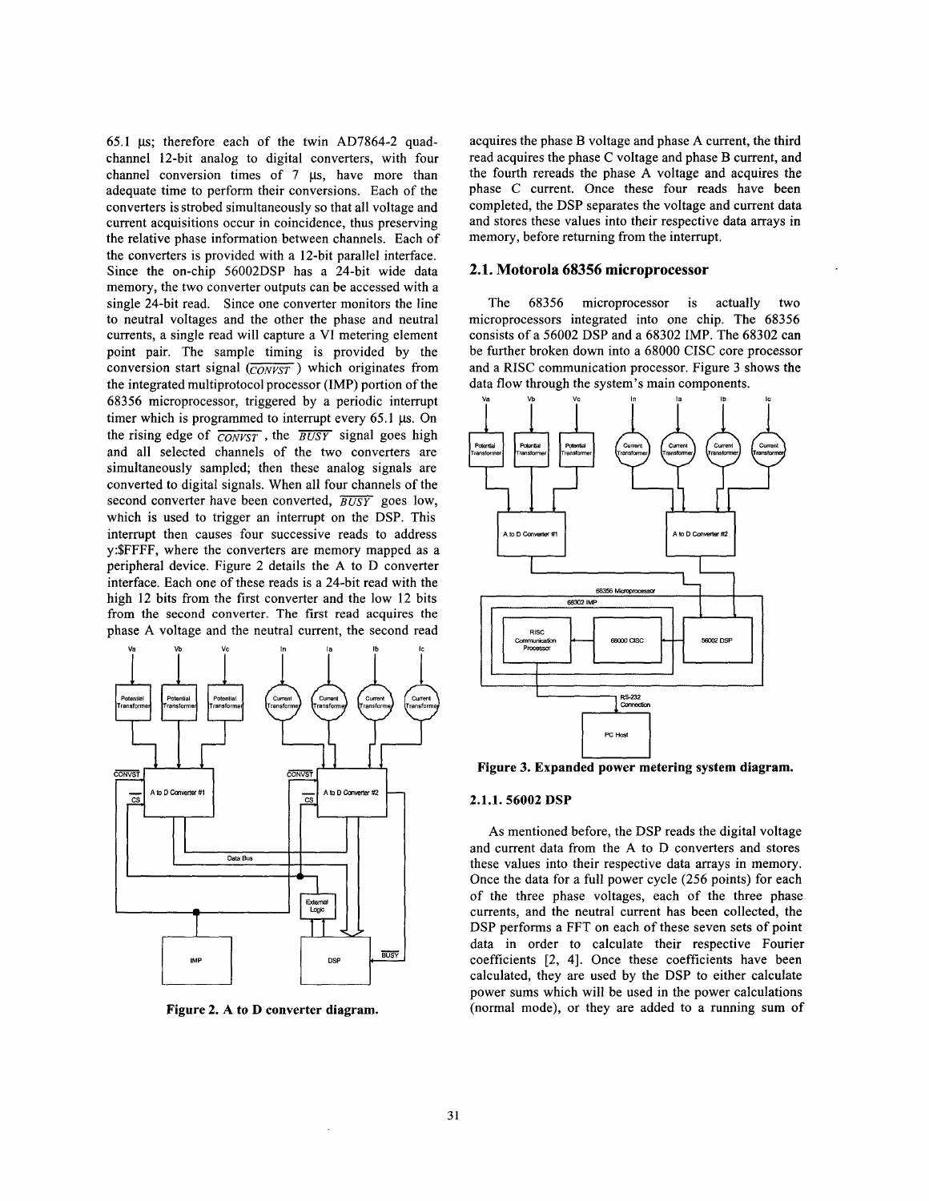65.1 μs; therefore each of the twin AD7864-2 quad-channel 12-bit analog to digital converters, with four channel conversion times of 7 μs, have more than adequate time to perform their conversions. Each of the converters is strobed simultaneously so that all voltage and current acquisitions occur in coincidence, thus preserving the relative phase information between channels. Each of the converters is provided with a 12-bit parallel interface. Since the on-chip 56002DSP has a 24-bit wide data memory, the two converter outputs can be accessed with a single 24-bit read. Since one converter monitors the line to neutral voltages and the other the phase and neutral currents, a single read will capture a VI metering element point pair. The sample timing is provided by the conversion start signal ($\overline{CONVST}$) which originates from the integrated multiprotocol processor (IMP) portion of the 68356 microprocessor, triggered by a periodic interrupt timer which is programmed to interrupt every 65.1 μs. On the rising edge of $\overline{CONVST}$, the $\overline{BUSY}$ signal goes high and all selected channels of the two converters are simultaneously sampled; then these analog signals are converted to digital signals. When all four channels of the second converter have been converted, $\overline{BUSY}$ goes low, which is used to trigger an interrupt on the DSP. This interrupt then causes four successive reads to address y:$FFFF, where the converters are memory mapped as a peripheral device. Figure 2 details the A to D converter interface. Each one of these reads is a 24-bit read with the high 12 bits from the first converter and the low 12 bits from the second converter. The first read acquires the phase A voltage and the neutral current, the second read acquires the phase B voltage and phase A current, the third read acquires the phase C voltage and phase B current, and the fourth rereads the phase A voltage and acquires the phase C current. Once these four reads have been completed, the DSP separates the voltage and current data and stores these values into their respective data arrays in memory, before returning from the interrupt.

**Figure 2. A to D converter diagram.**

## 2.1. Motorola 68356 microprocessor

The 68356 microprocessor is actually two microprocessors integrated into one chip. The 68356 consists of a 56002 DSP and a 68302 IMP. The 68302 can be further broken down into a 68000 CISC core processor and a RISC communication processor. Figure 3 shows the data flow through the system's main components.

**Figure 3. Expanded power metering system diagram.**

### 2.1.1. 56002 DSP

As mentioned before, the DSP reads the digital voltage and current data from the A to D converters and stores these values into their respective data arrays in memory. Once the data for a full power cycle (256 points) for each of the three phase voltages, each of the three phase currents, and the neutral current has been collected, the DSP performs a FFT on each of these seven sets of point data in order to calculate their respective Fourier coefficients [2, 4]. Once these coefficients have been calculated, they are used by the DSP to either calculate power sums which will be used in the power calculations (normal mode), or they are added to a running sum of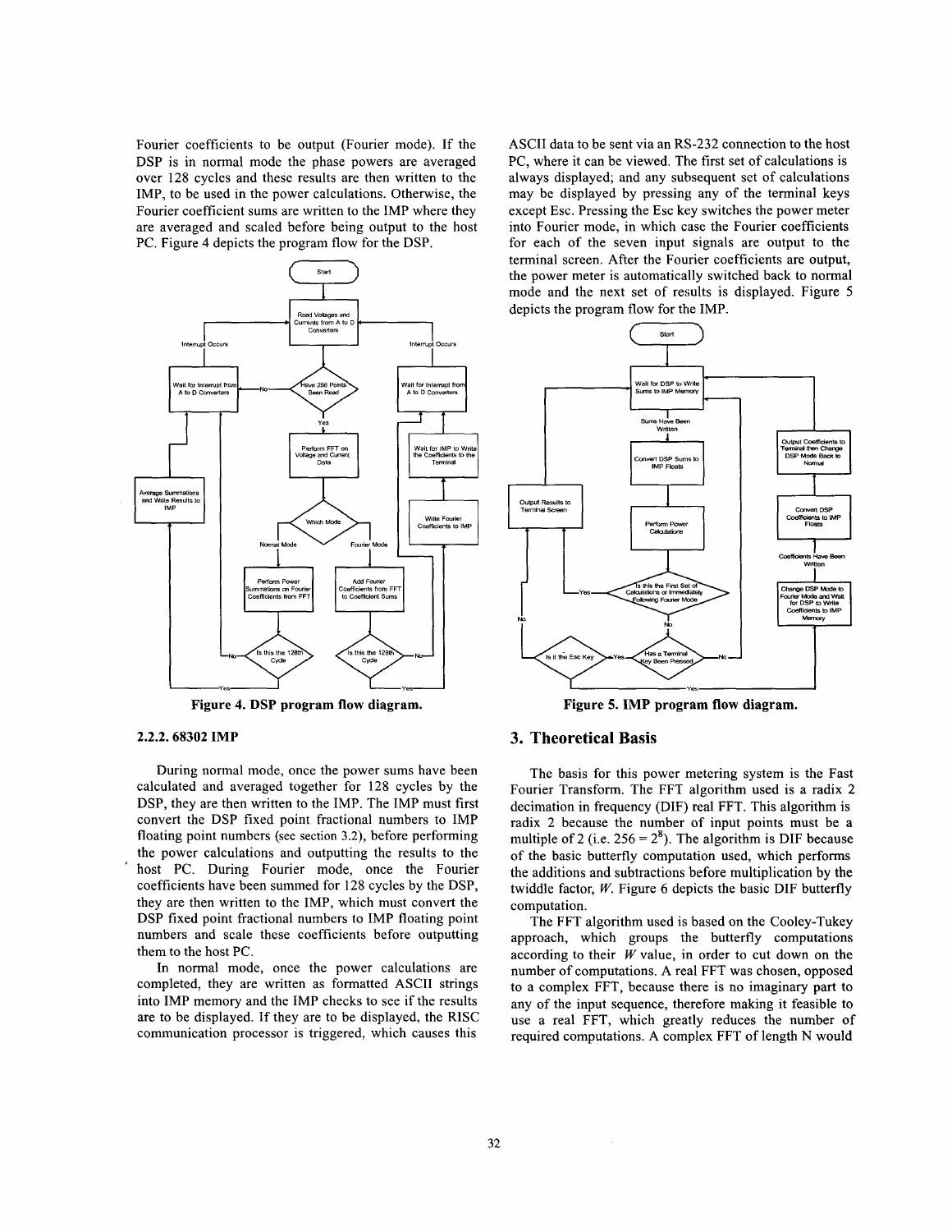Fourier coefficients to be output (Fourier mode). If the DSP is in normal mode the phase powers are averaged over 128 cycles and these results are then written to the IMP, to be used in the power calculations. Otherwise, the Fourier coefficient sums are written to the IMP where they are averaged and scaled before being output to the host PC. Figure 4 depicts the program flow for the DSP.

Figure 4. DSP program flow diagram.

### 2.2.2. 68302 IMP

During normal mode, once the power sums have been calculated and averaged together for 128 cycles by the DSP, they are then written to the IMP. The IMP must first convert the DSP fixed point fractional numbers to IMP floating point numbers (see section 3.2), before performing the power calculations and outputting the results to the host PC. During Fourier mode, once the Fourier coefficients have been summed for 128 cycles by the DSP, they are then written to the IMP, which must convert the DSP fixed point fractional numbers to IMP floating point numbers and scale these coefficients before outputting them to the host PC.

In normal mode, once the power calculations are completed, they are written as formatted ASCII strings into IMP memory and the IMP checks to see if the results are to be displayed. If they are to be displayed, the RISC communication processor is triggered, which causes this ASCII data to be sent via an RS-232 connection to the host PC, where it can be viewed. The first set of calculations is always displayed; and any subsequent set of calculations may be displayed by pressing any of the terminal keys except Esc. Pressing the Esc key switches the power meter into Fourier mode, in which case the Fourier coefficients for each of the seven input signals are output to the terminal screen. After the Fourier coefficients are output, the power meter is automatically switched back to normal mode and the next set of results is displayed. Figure 5 depicts the program flow for the IMP.

Figure 5. IMP program flow diagram.

## 3. Theoretical Basis

The basis for this power metering system is the Fast Fourier Transform. The FFT algorithm used is a radix 2 decimation in frequency (DIF) real FFT. This algorithm is radix 2 because the number of input points must be a multiple of 2 (i.e. $256 = 2^8$). The algorithm is DIF because of the basic butterfly computation used, which performs the additions and subtractions before multiplication by the twiddle factor, $W$. Figure 6 depicts the basic DIF butterfly computation.

The FFT algorithm used is based on the Cooley-Tukey approach, which groups the butterfly computations according to their $W$ value, in order to cut down on the number of computations. A real FFT was chosen, opposed to a complex FFT, because there is no imaginary part to any of the input sequence, therefore making it feasible to use a real FFT, which greatly reduces the number of required computations. A complex FFT of length N would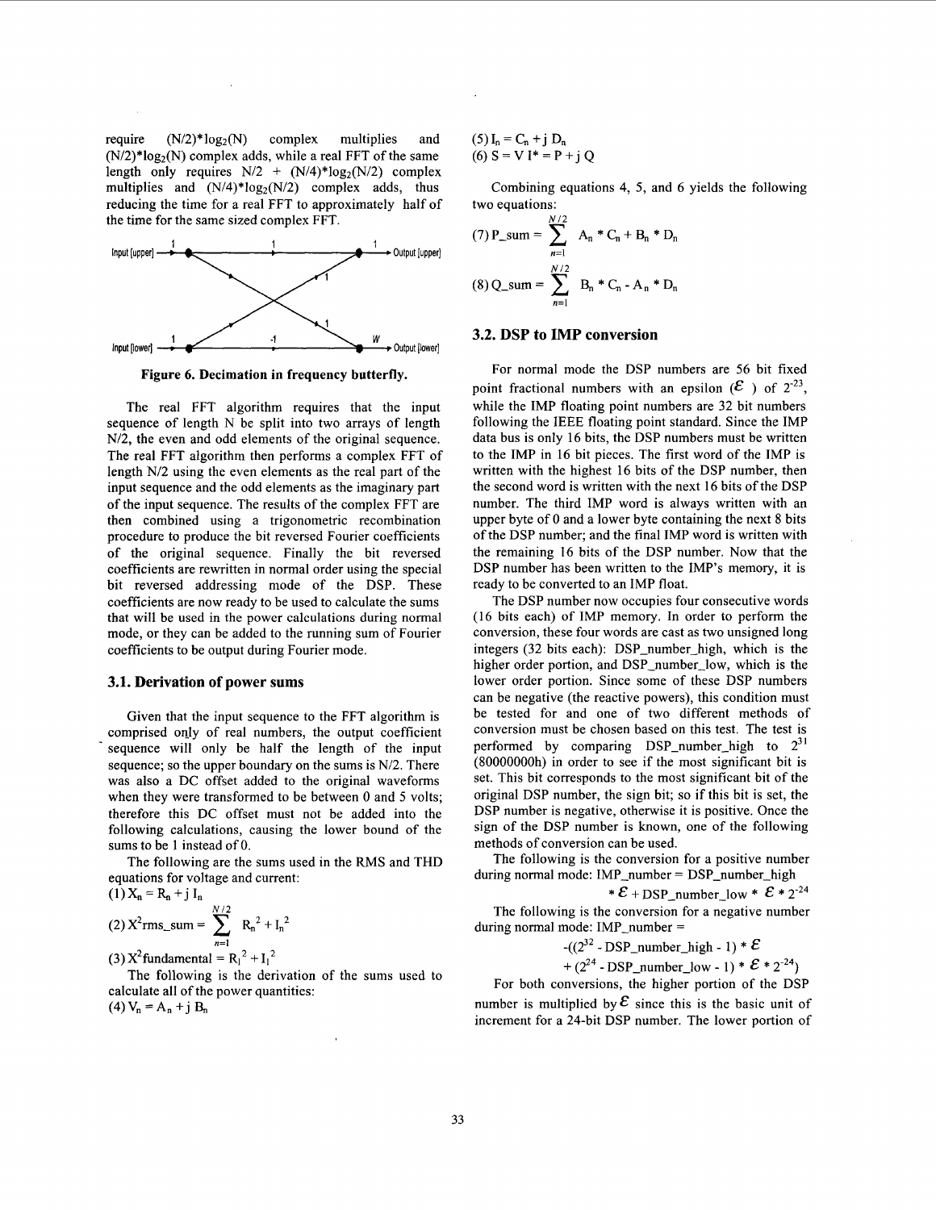require $(N/2)*\log_2(N)$ complex multiplies and $(N/2)*\log_2(N)$ complex adds, while a real FFT of the same length only requires $N/2 + (N/4)*\log_2(N/2)$ complex multiplies and $(N/4)*\log_2(N/2)$ complex adds, thus reducing the time for a real FFT to approximately half of the time for the same sized complex FFT.

**Figure 6. Decimation in frequency butterfly.**

The real FFT algorithm requires that the input sequence of length N be split into two arrays of length N/2, the even and odd elements of the original sequence. The real FFT algorithm then performs a complex FFT of length N/2 using the even elements as the real part of the input sequence and the odd elements as the imaginary part of the input sequence. The results of the complex FFT are then combined using a trigonometric recombination procedure to produce the bit reversed Fourier coefficients of the original sequence. Finally the bit reversed coefficients are rewritten in normal order using the special bit reversed addressing mode of the DSP. These coefficients are now ready to be used to calculate the sums that will be used in the power calculations during normal mode, or they can be added to the running sum of Fourier coefficients to be output during Fourier mode.

### 3.1. Derivation of power sums

Given that the input sequence to the FFT algorithm is comprised only of real numbers, the output coefficient sequence will only be half the length of the input sequence; so the upper boundary on the sums is N/2. There was also a DC offset added to the original waveforms when they were transformed to be between 0 and 5 volts; therefore this DC offset must not be added into the following calculations, causing the lower bound of the sums to be 1 instead of 0.

The following are the sums used in the RMS and THD equations for voltage and current:

$$(1)\ X_n = R_n + j\, I_n$$

$$(2)\ X^2\text{rms\_sum} = \sum_{n=1}^{N/2} R_n^{\,2} + I_n^{\,2}$$

$$(3)\ X^2\text{fundamental} = R_1^{\,2} + I_1^{\,2}$$

The following is the derivation of the sums used to calculate all of the power quantities:

$$(4)\ V_n = A_n + j\, B_n$$

$$(5)\ I_n = C_n + j\, D_n$$

$$(6)\ S = V\, I^* = P + j\, Q$$

Combining equations 4, 5, and 6 yields the following two equations:

$$(7)\ \text{P\_sum} = \sum_{n=1}^{N/2} A_n * C_n + B_n * D_n$$

$$(8)\ \text{Q\_sum} = \sum_{n=1}^{N/2} B_n * C_n - A_n * D_n$$

### 3.2. DSP to IMP conversion

For normal mode the DSP numbers are 56 bit fixed point fractional numbers with an epsilon ($\mathcal{E}$) of $2^{-23}$, while the IMP floating point numbers are 32 bit numbers following the IEEE floating point standard. Since the IMP data bus is only 16 bits, the DSP numbers must be written to the IMP in 16 bit pieces. The first word of the IMP is written with the highest 16 bits of the DSP number, then the second word is written with the next 16 bits of the DSP number. The third IMP word is always written with an upper byte of 0 and a lower byte containing the next 8 bits of the DSP number; and the final IMP word is written with the remaining 16 bits of the DSP number. Now that the DSP number has been written to the IMP's memory, it is ready to be converted to an IMP float.

The DSP number now occupies four consecutive words (16 bits each) of IMP memory. In order to perform the conversion, these four words are cast as two unsigned long integers (32 bits each): DSP_number_high, which is the higher order portion, and DSP_number_low, which is the lower order portion. Since some of these DSP numbers can be negative (the reactive powers), this condition must be tested for and one of two different methods of conversion must be chosen based on this test. The test is performed by comparing DSP_number_high to $2^{31}$ (80000000h) in order to see if the most significant bit is set. This bit corresponds to the most significant bit of the original DSP number, the sign bit; so if this bit is set, the DSP number is negative, otherwise it is positive. Once the sign of the DSP number is known, one of the following methods of conversion can be used.

The following is the conversion for a positive number during normal mode: IMP_number = DSP_number_high

$$* \mathcal{E} + \text{DSP\_number\_low} * \mathcal{E} * 2^{-24}$$

The following is the conversion for a negative number during normal mode: IMP_number =

$$-((2^{32} - \text{DSP\_number\_high} - 1) * \mathcal{E}$$
$$+ (2^{24} - \text{DSP\_number\_low} - 1) * \mathcal{E} * 2^{-24})$$

For both conversions, the higher portion of the DSP number is multiplied by $\mathcal{E}$ since this is the basic unit of increment for a 24-bit DSP number. The lower portion of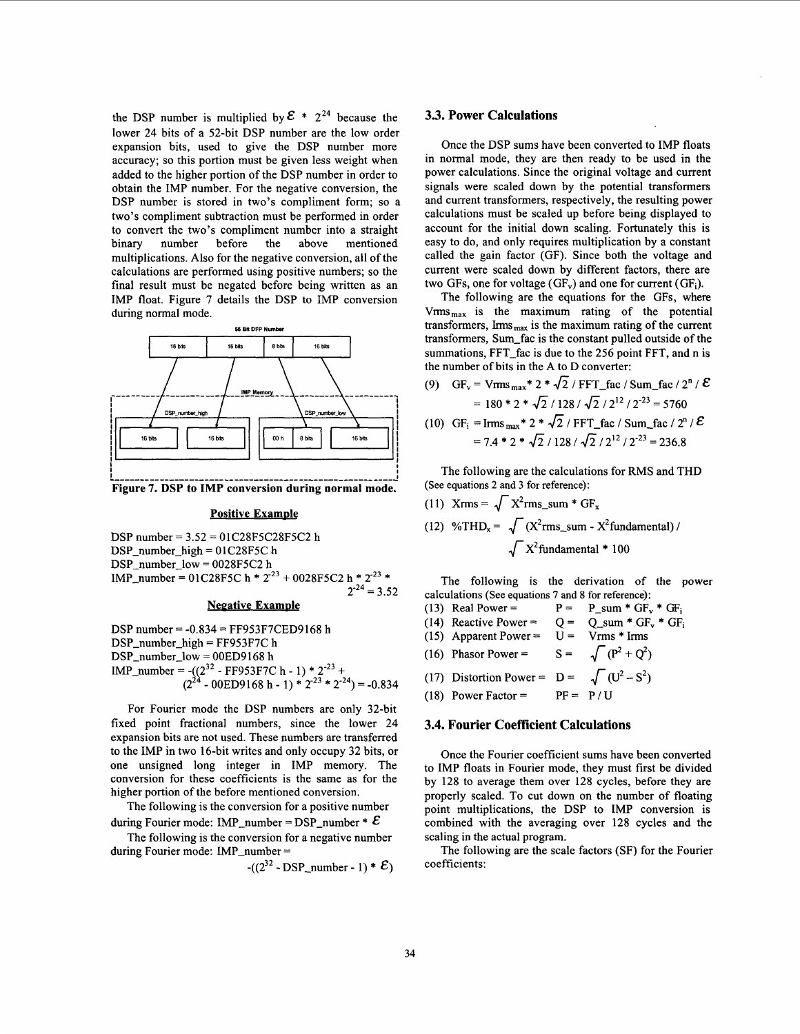the DSP number is multiplied by $\mathcal{E} * 2^{24}$ because the lower 24 bits of a 52-bit DSP number are the low order expansion bits, used to give the DSP number more accuracy; so this portion must be given less weight when added to the higher portion of the DSP number in order to obtain the IMP number. For the negative conversion, the DSP number is stored in two's compliment form; so a two's compliment subtraction must be performed in order to convert the two's compliment number into a straight binary number before the above mentioned multiplications. Also for the negative conversion, all of the calculations are performed using positive numbers; so the final result must be negated before being written as an IMP float. Figure 7 details the DSP to IMP conversion during normal mode.

**Figure 7. DSP to IMP conversion during normal mode.**

**Positive Example**

DSP number = 3.52 = 01C28F5C28F5C2 h
DSP_number_high = 01C28F5C h
DSP_number_low = 0028F5C2 h
IMP_number = 01C28F5C h $* 2^{-23}$ + 0028F5C2 h $* 2^{-23} * 2^{-24}$ = 3.52

**Negative Example**

DSP number = -0.834 = FF953F7CED9168 h
DSP_number_high = FF953F7C h
DSP_number_low = 00ED9168 h
IMP_number = $-((2^{32}$ - FF953F7C h - 1) $* 2^{-23}$ + $(2^{24}$ - 00ED9168 h - 1) $* 2^{-23} * 2^{-24})$ = -0.834

For Fourier mode the DSP numbers are only 32-bit fixed point fractional numbers, since the lower 24 expansion bits are not used. These numbers are transferred to the IMP in two 16-bit writes and only occupy 32 bits, or one unsigned long integer in IMP memory. The conversion for these coefficients is the same as for the higher portion of the before mentioned conversion.

The following is the conversion for a positive number during Fourier mode: IMP_number = DSP_number * $\mathcal{E}$

The following is the conversion for a negative number during Fourier mode: IMP_number =

$$-((2^{32} - \text{DSP\_number} - 1) * \mathcal{E})$$

## 3.3. Power Calculations

Once the DSP sums have been converted to IMP floats in normal mode, they are then ready to be used in the power calculations. Since the original voltage and current signals were scaled down by the potential transformers and current transformers, respectively, the resulting power calculations must be scaled up before being displayed to account for the initial down scaling. Fortunately this is easy to do, and only requires multiplication by a constant called the gain factor (GF). Since both the voltage and current were scaled down by different factors, there are two GFs, one for voltage ($GF_v$) and one for current ($GF_i$).

The following are the equations for the GFs, where $Vrms_{max}$ is the maximum rating of the potential transformers, $Irms_{max}$ is the maximum rating of the current transformers, Sum_fac is the constant pulled outside of the summations, FFT_fac is due to the 256 point FFT, and n is the number of bits in the A to D converter:

(9) $GF_v = Vrms_{max} * 2 * \sqrt{2} / \text{FFT\_fac} / \text{Sum\_fac} / 2^n / \mathcal{E}$
$= 180 * 2 * \sqrt{2} / 128 / \sqrt{2} / 2^{12} / 2^{-23} = 5760$

(10) $GF_i = Irms_{max} * 2 * \sqrt{2} / \text{FFT\_fac} / \text{Sum\_fac} / 2^n / \mathcal{E}$
$= 7.4 * 2 * \sqrt{2} / 128 / \sqrt{2} / 2^{12} / 2^{-23} = 236.8$

The following are the calculations for RMS and THD (See equations 2 and 3 for reference):

(11) $Xrms = \sqrt{X^2rms\_sum} * GF_x$

(12) $\%THD_x = \sqrt{(X^2rms\_sum - X^2fundamental)} / \sqrt{X^2fundamental} * 100$

The following is the derivation of the power calculations (See equations 7 and 8 for reference):

(13) Real Power = $P = P\_sum * GF_v * GF_i$
(14) Reactive Power = $Q = Q\_sum * GF_v * GF_i$
(15) Apparent Power = $U = Vrms * Irms$
(16) Phasor Power = $S = \sqrt{(P^2 + Q^2)}$
(17) Distortion Power = $D = \sqrt{(U^2 - S^2)}$
(18) Power Factor = $PF = P / U$

## 3.4. Fourier Coefficient Calculations

Once the Fourier coefficient sums have been converted to IMP floats in Fourier mode, they must first be divided by 128 to average them over 128 cycles, before they are properly scaled. To cut down on the number of floating point multiplications, the DSP to IMP conversion is combined with the averaging over 128 cycles and the scaling in the actual program.

The following are the scale factors (SF) for the Fourier coefficients: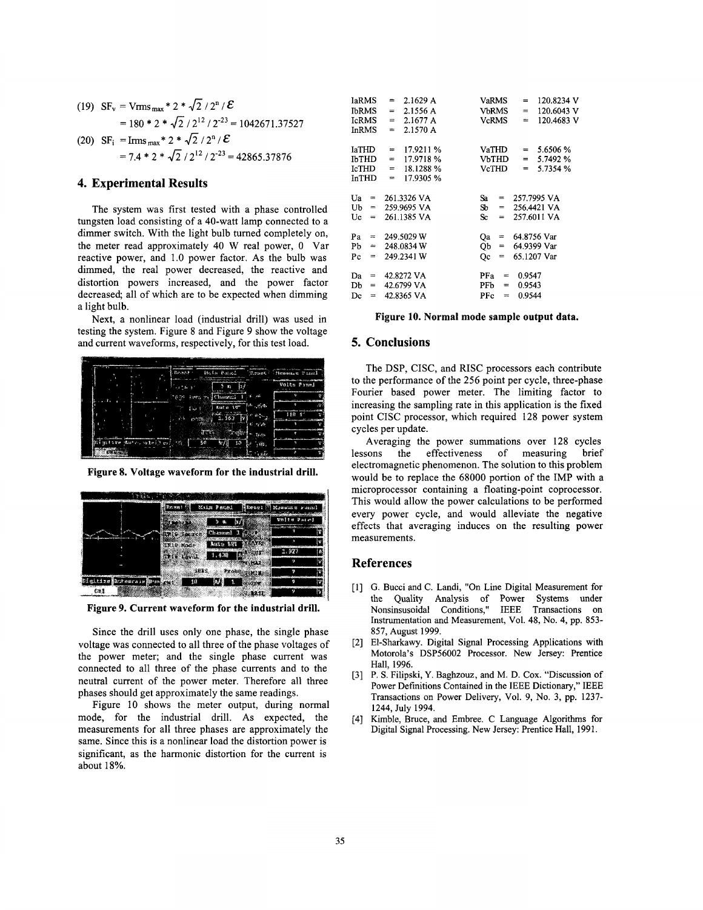$$\text{(19)}\quad SF_v = Vrms_{max} * 2 * \sqrt{2} / 2^n / \mathcal{E}$$
$$= 180 * 2 * \sqrt{2} / 2^{12} / 2^{-23} = 1042671.37527$$

$$\text{(20)}\quad SF_i = Irms_{max} * 2 * \sqrt{2} / 2^n / \mathcal{E}$$
$$= 7.4 * 2 * \sqrt{2} / 2^{12} / 2^{-23} = 42865.37876$$

## 4. Experimental Results

The system was first tested with a phase controlled tungsten load consisting of a 40-watt lamp connected to a dimmer switch. With the light bulb turned completely on, the meter read approximately 40 W real power, 0 Var reactive power, and 1.0 power factor. As the bulb was dimmed, the real power decreased, the reactive and distortion powers increased, and the power factor decreased; all of which are to be expected when dimming a light bulb.

Next, a nonlinear load (industrial drill) was used in testing the system. Figure 8 and Figure 9 show the voltage and current waveforms, respectively, for this test load.

Figure 8. Voltage waveform for the industrial drill.

Figure 9. Current waveform for the industrial drill.

Since the drill uses only one phase, the single phase voltage was connected to all three of the phase voltages of the power meter; and the single phase current was connected to all three of the phase currents and to the neutral current of the power meter. Therefore all three phases should get approximately the same readings.

Figure 10 shows the meter output, during normal mode, for the industrial drill. As expected, the measurements for all three phases are approximately the same. Since this is a nonlinear load the distortion power is significant, as the harmonic distortion for the current is about 18%.

| | | | | | |
|---|---|---|---|---|---|
| IaRMS | = | 2.1629 A | VaRMS | = | 120.8234 V |
| IbRMS | = | 2.1556 A | VbRMS | = | 120.6043 V |
| IcRMS | = | 2.1677 A | VcRMS | = | 120.4683 V |
| InRMS | = | 2.1570 A | | | |
| IaTHD | = | 17.9211 % | VaTHD | = | 5.6506 % |
| IbTHD | = | 17.9718 % | VbTHD | = | 5.7492 % |
| IcTHD | = | 18.1288 % | VcTHD | = | 5.7354 % |
| InTHD | = | 17.9305 % | | | |
| Ua | = | 261.3326 VA | Sa | = | 257.7995 VA |
| Ub | = | 259.9695 VA | Sb | = | 256.4421 VA |
| Uc | = | 261.1385 VA | Sc | = | 257.6011 VA |
| Pa | = | 249.5029 W | Qa | = | 64.8756 Var |
| Pb | = | 248.0834 W | Qb | = | 64.9399 Var |
| Pc | = | 249.2341 W | Qc | = | 65.1207 Var |
| Da | = | 42.8272 VA | PFa | = | 0.9547 |
| Db | = | 42.6799 VA | PFb | = | 0.9543 |
| Dc | = | 42.8365 VA | PFc | = | 0.9544 |

**Figure 10. Normal mode sample output data.**

## 5. Conclusions

The DSP, CISC, and RISC processors each contribute to the performance of the 256 point per cycle, three-phase Fourier based power meter. The limiting factor to increasing the sampling rate in this application is the fixed point CISC processor, which required 128 power system cycles per update.

Averaging the power summations over 128 cycles lessons the effectiveness of measuring brief electromagnetic phenomenon. The solution to this problem would be to replace the 68000 portion of the IMP with a microprocessor containing a floating-point coprocessor. This would allow the power calculations to be performed every power cycle, and would alleviate the negative effects that averaging induces on the resulting power measurements.

## References

[1] G. Bucci and C. Landi, "On Line Digital Measurement for the Quality Analysis of Power Systems under Nonsinsusoidal Conditions," IEEE Transactions on Instrumentation and Measurement, Vol. 48, No. 4, pp. 853-857, August 1999.

[2] El-Sharkawy. Digital Signal Processing Applications with Motorola's DSP56002 Processor. New Jersey: Prentice Hall, 1996.

[3] P. S. Filipski, Y. Baghzouz, and M. D. Cox. "Discussion of Power Definitions Contained in the IEEE Dictionary," IEEE Transactions on Power Delivery, Vol. 9, No. 3, pp. 1237-1244, July 1994.

[4] Kimble, Bruce, and Embree. C Language Algorithms for Digital Signal Processing. New Jersey: Prentice Hall, 1991.